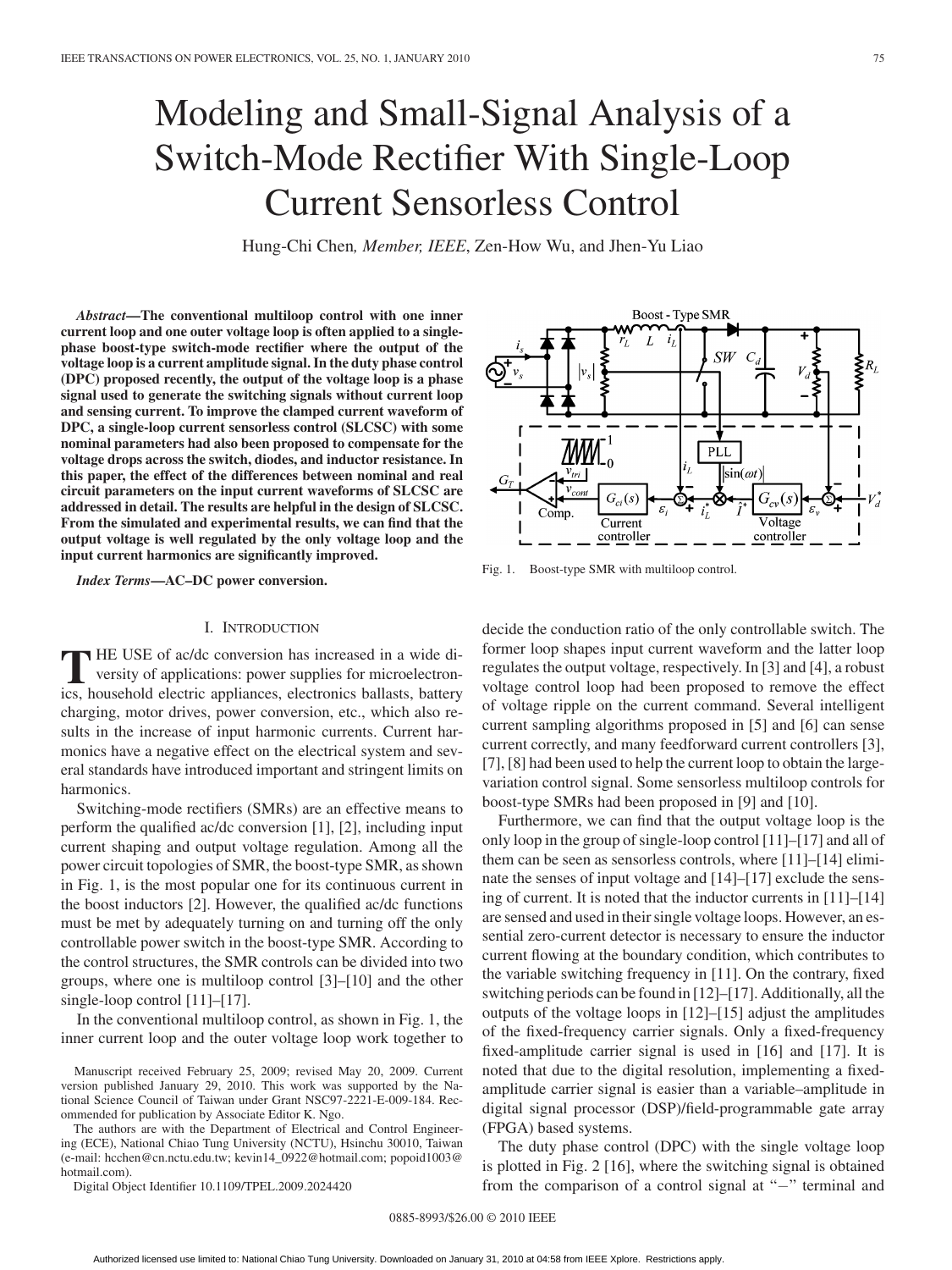# Modeling and Small-Signal Analysis of a Switch-Mode Rectifier With Single-Loop Current Sensorless Control

Hung-Chi Chen, *Member, IEEE*, Zen-How Wu, and Jhen-Yu Liao

***Abstract*—The conventional multiloop control with one inner current loop and one outer voltage loop is often applied to a single-phase boost-type switch-mode rectifier where the output of the voltage loop is a current amplitude signal. In the duty phase control (DPC) proposed recently, the output of the voltage loop is a phase signal used to generate the switching signals without current loop and sensing current. To improve the clamped current waveform of DPC, a single-loop current sensorless control (SLCSC) with some nominal parameters had also been proposed to compensate for the voltage drops across the switch, diodes, and inductor resistance. In this paper, the effect of the differences between nominal and real circuit parameters on the input current waveforms of SLCSC are addressed in detail. The results are helpful in the design of SLCSC. From the simulated and experimental results, we can find that the output voltage is well regulated by the only voltage loop and the input current harmonics are significantly improved.**

***Index Terms*—AC–DC power conversion.**

## I. Introduction

The use of ac/dc conversion has increased in a wide diversity of applications: power supplies for microelectronics, household electric appliances, electronics ballasts, battery charging, motor drives, power conversion, etc., which also results in the increase of input harmonic currents. Current harmonics have a negative effect on the electrical system and several standards have introduced important and stringent limits on harmonics.

Switching-mode rectifiers (SMRs) are an effective means to perform the qualified ac/dc conversion [1], [2], including input current shaping and output voltage regulation. Among all the power circuit topologies of SMR, the boost-type SMR, as shown in Fig. 1, is the most popular one for its continuous current in the boost inductors [2]. However, the qualified ac/dc functions must be met by adequately turning on and turning off the only controllable power switch in the boost-type SMR. According to the control structures, the SMR controls can be divided into two groups, where one is multiloop control [3]–[10] and the other single-loop control [11]–[17].

In the conventional multiloop control, as shown in Fig. 1, the inner current loop and the outer voltage loop work together to decide the conduction ratio of the only controllable switch. The former loop shapes input current waveform and the latter loop regulates the output voltage, respectively. In [3] and [4], a robust voltage control loop had been proposed to remove the effect of voltage ripple on the current command. Several intelligent current sampling algorithms proposed in [5] and [6] can sense current correctly, and many feedforward current controllers [3], [7], [8] had been used to help the current loop to obtain the large-variation control signal. Some sensorless multiloop controls for boost-type SMRs had been proposed in [9] and [10].

Fig. 1. Boost-type SMR with multiloop control.

Furthermore, we can find that the output voltage loop is the only loop in the group of single-loop control [11]–[17] and all of them can be seen as sensorless controls, where [11]–[14] eliminate the senses of input voltage and [14]–[17] exclude the sensing of current. It is noted that the inductor currents in [11]–[14] are sensed and used in their single voltage loops. However, an essential zero-current detector is necessary to ensure the inductor current flowing at the boundary condition, which contributes to the variable switching frequency in [11]. On the contrary, fixed switching periods can be found in [12]–[17]. Additionally, all the outputs of the voltage loops in [12]–[15] adjust the amplitudes of the fixed-frequency carrier signals. Only a fixed-frequency fixed-amplitude carrier signal is used in [16] and [17]. It is noted that due to the digital resolution, implementing a fixed-amplitude carrier signal is easier than a variable–amplitude in digital signal processor (DSP)/field-programmable gate array (FPGA) based systems.

The duty phase control (DPC) with the single voltage loop is plotted in Fig. 2 [16], where the switching signal is obtained from the comparison of a control signal at "−" terminal and

Manuscript received February 25, 2009; revised May 20, 2009. Current version published January 29, 2010. This work was supported by the National Science Council of Taiwan under Grant NSC97-2221-E-009-184. Recommended for publication by Associate Editor K. Ngo.

The authors are with the Department of Electrical and Control Engineering (ECE), National Chiao Tung University (NCTU), Hsinchu 30010, Taiwan (e-mail: hcchen@cn.nctu.edu.tw; kevin14_0922@hotmail.com; popoid1003@hotmail.com).

Digital Object Identifier 10.1109/TPEL.2009.2024420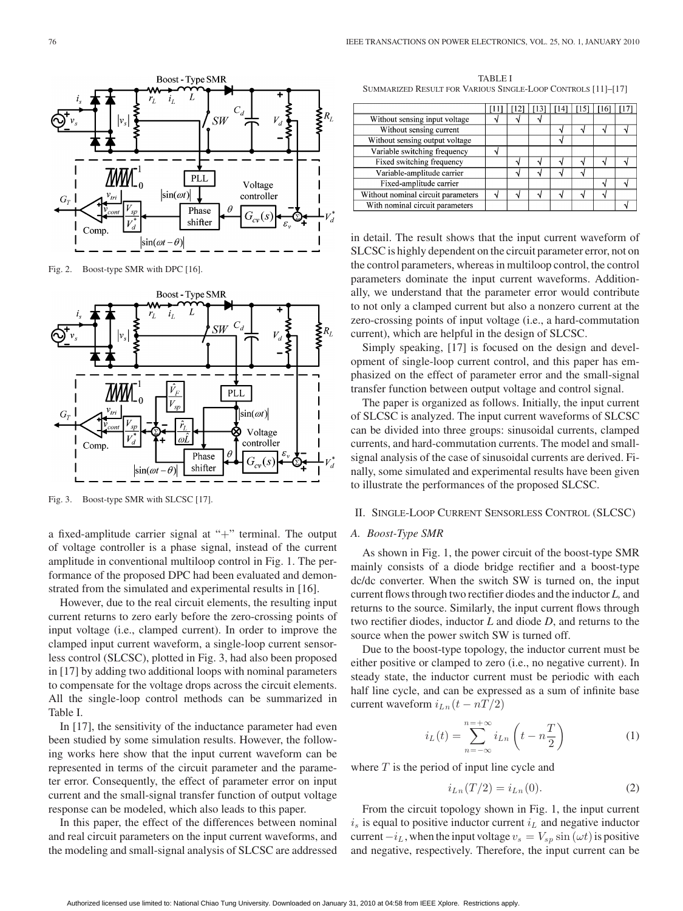Fig. 2. Boost-type SMR with DPC [16].

Fig. 3. Boost-type SMR with SLCSC [17].

a fixed-amplitude carrier signal at "+" terminal. The output of voltage controller is a phase signal, instead of the current amplitude in conventional multiloop control in Fig. 1. The performance of the proposed DPC had been evaluated and demonstrated from the simulated and experimental results in [16].

However, due to the real circuit elements, the resulting input current returns to zero early before the zero-crossing points of input voltage (i.e., clamped current). In order to improve the clamped input current waveform, a single-loop current sensorless control (SLCSC), plotted in Fig. 3, had also been proposed in [17] by adding two additional loops with nominal parameters to compensate for the voltage drops across the circuit elements. All the single-loop control methods can be summarized in Table I.

In [17], the sensitivity of the inductance parameter had even been studied by some simulation results. However, the following works here show that the input current waveform can be represented in terms of the circuit parameter and the parameter error. Consequently, the effect of parameter error on input current and the small-signal transfer function of output voltage response can be modeled, which also leads to this paper.

In this paper, the effect of the differences between nominal and real circuit parameters on the input current waveforms, and the modeling and small-signal analysis of SLCSC are addressed

TABLE I
SUMMARIZED RESULT FOR VARIOUS SINGLE-LOOP CONTROLS [11]–[17]

| | [11] | [12] | [13] | [14] | [15] | [16] | [17] |
|---|---|---|---|---|---|---|---|
| Without sensing input voltage | √ | √ | √ | | | | |
| Without sensing current | | | | √ | √ | √ | √ |
| Without sensing output voltage | | | | √ | | | |
| Variable switching frequency | √ | | | | | | |
| Fixed switching frequency | | √ | √ | √ | √ | √ | √ |
| Variable-amplitude carrier | | √ | √ | √ | √ | | |
| Fixed-amplitude carrier | | | | | | √ | √ |
| Without nominal circuit parameters | √ | √ | √ | √ | √ | √ | |
| With nominal circuit parameters | | | | | | | √ |

in detail. The result shows that the input current waveform of SLCSC is highly dependent on the circuit parameter error, not on the control parameters, whereas in multiloop control, the control parameters dominate the input current waveforms. Additionally, we understand that the parameter error would contribute to not only a clamped current but also a nonzero current at the zero-crossing points of input voltage (i.e., a hard-commutation current), which are helpful in the design of SLCSC.

Simply speaking, [17] is focused on the design and development of single-loop current control, and this paper has emphasized on the effect of parameter error and the small-signal transfer function between output voltage and control signal.

The paper is organized as follows. Initially, the input current of SLCSC is analyzed. The input current waveforms of SLCSC can be divided into three groups: sinusoidal currents, clamped currents, and hard-commutation currents. The model and small-signal analysis of the case of sinusoidal currents are derived. Finally, some simulated and experimental results have been given to illustrate the performances of the proposed SLCSC.

## II. Single-Loop Current Sensorless Control (SLCSC)

### A. Boost-Type SMR

As shown in Fig. 1, the power circuit of the boost-type SMR mainly consists of a diode bridge rectifier and a boost-type dc/dc converter. When the switch SW is turned on, the input current flows through two rectifier diodes and the inductor *L*, and returns to the source. Similarly, the input current flows through two rectifier diodes, inductor *L* and diode *D*, and returns to the source when the power switch SW is turned off.

Due to the boost-type topology, the inductor current must be either positive or clamped to zero (i.e., no negative current). In steady state, the inductor current must be periodic with each half line cycle, and can be expressed as a sum of infinite base current waveform $i_{Ln}(t - nT/2)$

$$i_L(t) = \sum_{n=-\infty}^{n=+\infty} i_{Ln}\left(t - n\frac{T}{2}\right) \tag{1}$$

where $T$ is the period of input line cycle and

$$i_{Ln}(T/2) = i_{Ln}(0). \tag{2}$$

From the circuit topology shown in Fig. 1, the input current $i_s$ is equal to positive inductor current $i_L$ and negative inductor current $-i_L$, when the input voltage $v_s = V_{sp}\sin(\omega t)$ is positive and negative, respectively. Therefore, the input current can be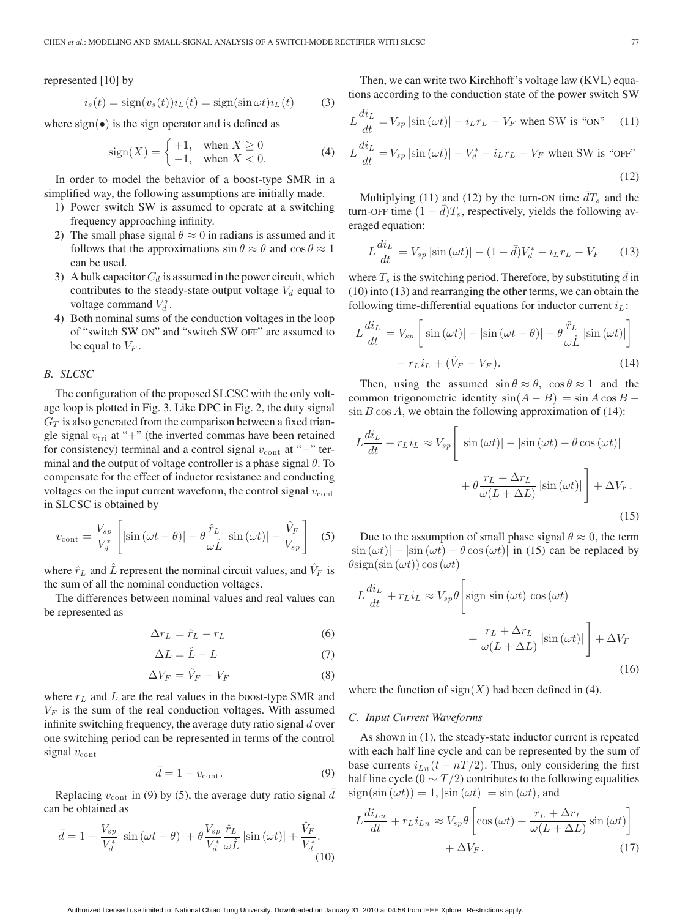represented [10] by

$$i_s(t) = \text{sign}(v_s(t))i_L(t) = \text{sign}(\sin \omega t)i_L(t) \tag{3}$$

where $\text{sign}(\bullet)$ is the sign operator and is defined as

$$\text{sign}(X) = \begin{cases} +1, & \text{when } X \geq 0 \\ -1, & \text{when } X < 0. \end{cases} \tag{4}$$

In order to model the behavior of a boost-type SMR in a simplified way, the following assumptions are initially made.

1) Power switch SW is assumed to operate at a switching frequency approaching infinity.
2) The small phase signal $\theta \approx 0$ in radians is assumed and it follows that the approximations $\sin \theta \approx \theta$ and $\cos \theta \approx 1$ can be used.
3) A bulk capacitor $C_d$ is assumed in the power circuit, which contributes to the steady-state output voltage $V_d$ equal to voltage command $V_d^*$.
4) Both nominal sums of the conduction voltages in the loop of "switch SW ON" and "switch SW OFF" are assumed to be equal to $V_F$.

## B. SLCSC

The configuration of the proposed SLCSC with the only voltage loop is plotted in Fig. 3. Like DPC in Fig. 2, the duty signal $G_T$ is also generated from the comparison between a fixed triangle signal $v_{\text{tri}}$ at "+" (the inverted commas have been retained for consistency) terminal and a control signal $v_{\text{cont}}$ at "−" terminal and the output of voltage controller is a phase signal $\theta$. To compensate for the effect of inductor resistance and conducting voltages on the input current waveform, the control signal $v_{\text{cont}}$ in SLCSC is obtained by

$$v_{\text{cont}} = \frac{V_{sp}}{V_d^*}\left[|\sin(\omega t - \theta)| - \theta\frac{\hat{r}_L}{\omega \hat{L}}|\sin(\omega t)| - \frac{\hat{V}_F}{V_{sp}}\right] \tag{5}$$

where $\hat{r}_L$ and $\hat{L}$ represent the nominal circuit values, and $\hat{V}_F$ is the sum of all the nominal conduction voltages.

The differences between nominal values and real values can be represented as

$$\Delta r_L = \hat{r}_L - r_L \tag{6}$$

$$\Delta L = \hat{L} - L \tag{7}$$

$$\Delta V_F = \hat{V}_F - V_F \tag{8}$$

where $r_L$ and $L$ are the real values in the boost-type SMR and $V_F$ is the sum of the real conduction voltages. With assumed infinite switching frequency, the average duty ratio signal $\bar{d}$ over one switching period can be represented in terms of the control signal $v_{\text{cont}}$

$$\bar{d} = 1 - v_{\text{cont}}. \tag{9}$$

Replacing $v_{\text{cont}}$ in (9) by (5), the average duty ratio signal $\bar{d}$ can be obtained as

$$\bar{d} = 1 - \frac{V_{sp}}{V_d^*}|\sin(\omega t - \theta)| + \theta\frac{V_{sp}}{V_d^*}\frac{\hat{r}_L}{\omega\hat{L}}|\sin(\omega t)| + \frac{\hat{V}_F}{V_d^*}. \tag{10}$$

Then, we can write two Kirchhoff's voltage law (KVL) equations according to the conduction state of the power switch SW

$$L\frac{di_L}{dt} = V_{sp}|\sin(\omega t)| - i_L r_L - V_F \text{ when SW is "ON"} \tag{11}$$

$$L\frac{di_L}{dt} = V_{sp}|\sin(\omega t)| - V_d^* - i_L r_L - V_F \text{ when SW is "OFF"} \tag{12}$$

Multiplying (11) and (12) by the turn-ON time $\bar{d}T_s$ and the turn-OFF time $(1 - \bar{d})T_s$, respectively, yields the following averaged equation:

$$L\frac{di_L}{dt} = V_{sp}|\sin(\omega t)| - (1 - \bar{d})V_d^* - i_L r_L - V_F \tag{13}$$

where $T_s$ is the switching period. Therefore, by substituting $\bar{d}$ in (10) into (13) and rearranging the other terms, we can obtain the following time-differential equations for inductor current $i_L$:

$$L\frac{di_L}{dt} = V_{sp}\left[|\sin(\omega t)| - |\sin(\omega t - \theta)| + \theta\frac{\hat{r}_L}{\omega\hat{L}}|\sin(\omega t)|\right] - r_L i_L + (\hat{V}_F - V_F). \tag{14}$$

Then, using the assumed $\sin\theta \approx \theta$, $\cos\theta \approx 1$ and the common trigonometric identity $\sin(A - B) = \sin A \cos B - \sin B \cos A$, we obtain the following approximation of (14):

$$L\frac{di_L}{dt} + r_L i_L \approx V_{sp}\left[|\sin(\omega t)| - |\sin(\omega t) - \theta\cos(\omega t)| + \theta\frac{r_L + \Delta r_L}{\omega(L + \Delta L)}|\sin(\omega t)|\right] + \Delta V_F. \tag{15}$$

Due to the assumption of small phase signal $\theta \approx 0$, the term $|\sin(\omega t)| - |\sin(\omega t) - \theta\cos(\omega t)|$ in (15) can be replaced by $\theta\text{sign}(\sin(\omega t))\cos(\omega t)$

$$L\frac{di_L}{dt} + r_L i_L \approx V_{sp}\theta\left[\text{sign } \sin(\omega t)\cos(\omega t) + \frac{r_L + \Delta r_L}{\omega(L + \Delta L)}|\sin(\omega t)|\right] + \Delta V_F \tag{16}$$

where the function of $\text{sign}(X)$ had been defined in (4).

## C. Input Current Waveforms

As shown in (1), the steady-state inductor current is repeated with each half line cycle and can be represented by the sum of base currents $i_{Ln}(t - nT/2)$. Thus, only considering the first half line cycle ($0 \sim T/2$) contributes to the following equalities $\text{sign}(\sin(\omega t)) = 1$, $|\sin(\omega t)| = \sin(\omega t)$, and

$$L\frac{di_{Ln}}{dt} + r_L i_{Ln} \approx V_{sp}\theta\left[\cos(\omega t) + \frac{r_L + \Delta r_L}{\omega(L + \Delta L)}\sin(\omega t)\right] + \Delta V_F. \tag{17}$$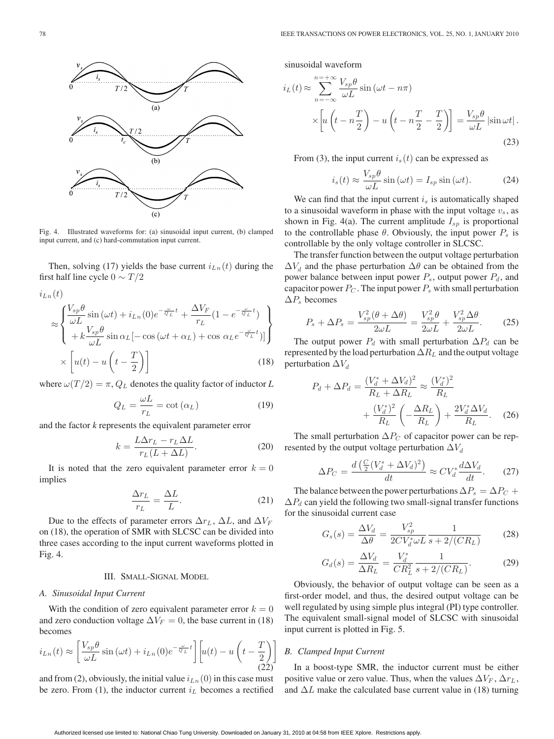Fig. 4. Illustrated waveforms for: (a) sinusoidal input current, (b) clamped input current, and (c) hard-commutation input current.

Then, solving (17) yields the base current $i_{Ln}(t)$ during the first half line cycle $0 \sim T/2$

$$
\begin{aligned}
i_{Ln}(t) &\\
\approx &\left\{ \begin{aligned} &\frac{V_{sp}\theta}{\omega L}\sin(\omega t) + i_{Ln}(0)e^{-\frac{\omega}{Q_L}t} + \frac{\Delta V_F}{r_L}(1 - e^{-\frac{\omega}{Q_L}t}) \\ &+ k\frac{V_{sp}\theta}{\omega L}\sin\alpha_L[-\cos(\omega t + \alpha_L) + \cos\alpha_L e^{-\frac{\omega}{Q_L}t})] \end{aligned} \right\} \\
&\times \left[u(t) - u\left(t - \frac{T}{2}\right)\right]
\end{aligned} \tag{18}
$$

where $\omega(T/2) = \pi$, $Q_L$ denotes the quality factor of inductor $L$

$$
Q_L = \frac{\omega L}{r_L} = \cot(\alpha_L) \tag{19}
$$

and the factor $k$ represents the equivalent parameter error

$$
k = \frac{L\Delta r_L - r_L \Delta L}{r_L(L + \Delta L)}. \tag{20}
$$

It is noted that the zero equivalent parameter error $k = 0$ implies

$$
\frac{\Delta r_L}{r_L} = \frac{\Delta L}{L}. \tag{21}
$$

Due to the effects of parameter errors $\Delta r_L$, $\Delta L$, and $\Delta V_F$ on (18), the operation of SMR with SLCSC can be divided into three cases according to the input current waveforms plotted in Fig. 4.

## III. Small-Signal Model

### A. Sinusoidal Input Current

With the condition of zero equivalent parameter error $k = 0$ and zero conduction voltage $\Delta V_F = 0$, the base current in (18) becomes

$$
i_{Ln}(t) \approx \left[\frac{V_{sp}\theta}{\omega L}\sin(\omega t) + i_{Ln}(0)e^{-\frac{\omega}{Q_L}t}\right]\left[u(t) - u\left(t - \frac{T}{2}\right)\right] \tag{22}
$$

and from (2), obviously, the initial value $i_{Ln}(0)$ in this case must be zero. From (1), the inductor current $i_L$ becomes a rectified sinusoidal waveform

$$
\begin{aligned}
i_L(t) \approx &\sum_{n=-\infty}^{n=+\infty} \frac{V_{sp}\theta}{\omega L}\sin(\omega t - n\pi) \\
&\times \left[u\left(t - n\frac{T}{2}\right) - u\left(t - n\frac{T}{2} - \frac{T}{2}\right)\right] = \frac{V_{sp}\theta}{\omega L}|\sin\omega t|.
\end{aligned} \tag{23}
$$

From (3), the input current $i_s(t)$ can be expressed as

$$
i_s(t) \approx \frac{V_{sp}\theta}{\omega L}\sin(\omega t) = I_{sp}\sin(\omega t). \tag{24}
$$

We can find that the input current $i_s$ is automatically shaped to a sinusoidal waveform in phase with the input voltage $v_s$, as shown in Fig. 4(a). The current amplitude $I_{sp}$ is proportional to the controllable phase $\theta$. Obviously, the input power $P_s$ is controllable by the only voltage controller in SLCSC.

The transfer function between the output voltage perturbation $\Delta V_d$ and the phase perturbation $\Delta\theta$ can be obtained from the power balance between input power $P_s$, output power $P_d$, and capacitor power $P_C$. The input power $P_s$ with small perturbation $\Delta P_s$ becomes

$$
P_s + \Delta P_s = \frac{V_{sp}^2(\theta + \Delta\theta)}{2\omega L} = \frac{V_{sp}^2\theta}{2\omega L} + \frac{V_{sp}^2\Delta\theta}{2\omega L}. \tag{25}
$$

The output power $P_d$ with small perturbation $\Delta P_d$ can be represented by the load perturbation $\Delta R_L$ and the output voltage perturbation $\Delta V_d$

$$
\begin{aligned}
P_d + \Delta P_d = \frac{(V_d^* + \Delta V_d)^2}{R_L + \Delta R_L} &\approx \frac{(V_d^*)^2}{R_L} \\
&+ \frac{(V_d^*)^2}{R_L}\left(-\frac{\Delta R_L}{R_L}\right) + \frac{2V_d^*\Delta V_d}{R_L}.
\end{aligned} \tag{26}
$$

The small perturbation $\Delta P_C$ of capacitor power can be represented by the output voltage perturbation $\Delta V_d$

$$
\Delta P_C = \frac{d\left(\frac{C}{2}(V_d^* + \Delta V_d)^2\right)}{dt} \approx CV_d^*\frac{d\Delta V_d}{dt}. \tag{27}
$$

The balance between the power perturbations $\Delta P_s = \Delta P_C + \Delta P_d$ can yield the following two small-signal transfer functions for the sinusoidal current case

$$
G_s(s) = \frac{\Delta V_d}{\Delta\theta} = \frac{V_{sp}^2}{2CV_d^*\omega L}\frac{1}{s + 2/(CR_L)} \tag{28}
$$

$$
G_d(s) = \frac{\Delta V_d}{\Delta R_L} = \frac{V_d^*}{CR_L^2}\frac{1}{s + 2/(CR_L)}. \tag{29}
$$

Obviously, the behavior of output voltage can be seen as a first-order model, and thus, the desired output voltage can be well regulated by using simple plus integral (PI) type controller. The equivalent small-signal model of SLCSC with sinusoidal input current is plotted in Fig. 5.

### B. Clamped Input Current

In a boost-type SMR, the inductor current must be either positive value or zero value. Thus, when the values $\Delta V_F$, $\Delta r_L$, and $\Delta L$ make the calculated base current value in (18) turning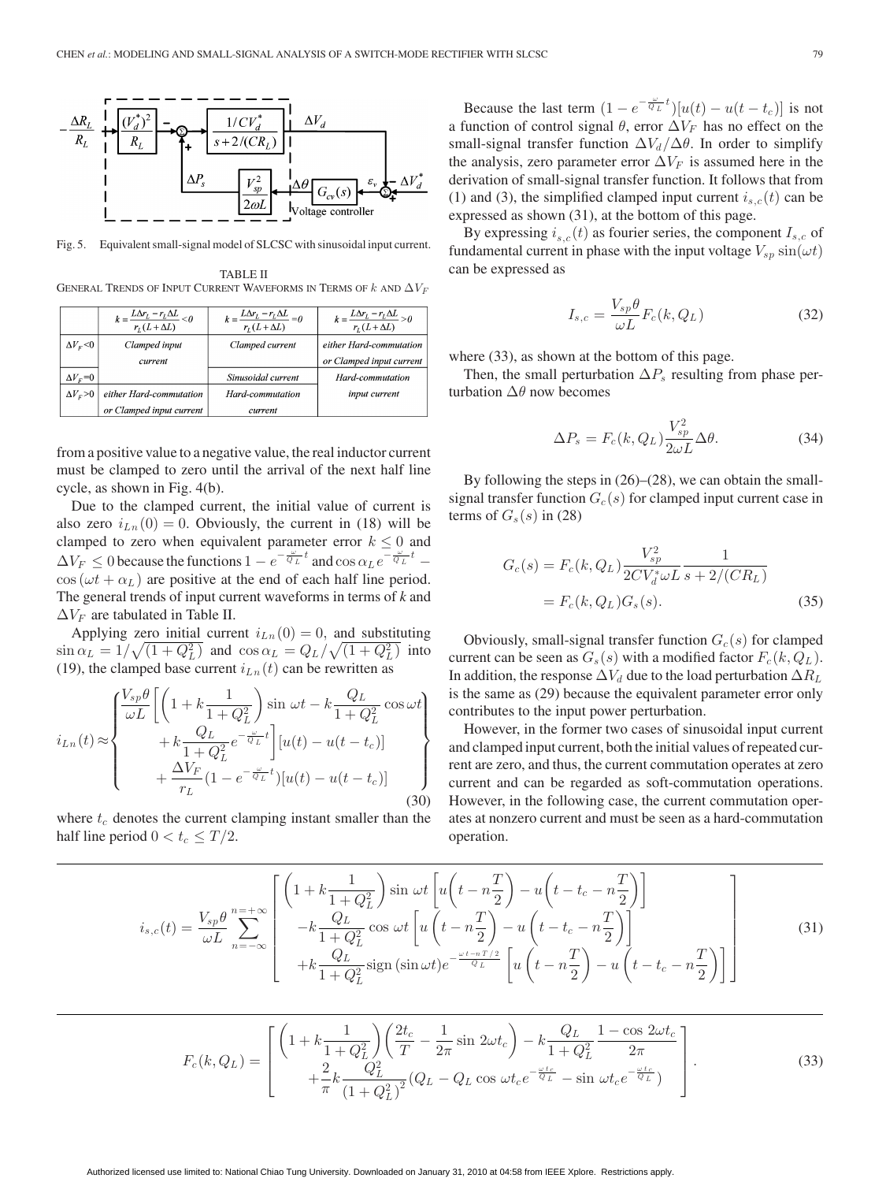Fig. 5. Equivalent small-signal model of SLCSC with sinusoidal input current.

TABLE II
GENERAL TRENDS OF INPUT CURRENT WAVEFORMS IN TERMS OF $k$ AND $\Delta V_F$

| | $k=\frac{L\Delta r_L - r_L \Delta L}{r_L(L+\Delta L)}<0$ | $k=\frac{L\Delta r_L - r_L \Delta L}{r_L(L+\Delta L)}=0$ | $k=\frac{L\Delta r_L - r_L \Delta L}{r_L(L+\Delta L)}>0$ |
|---|---|---|---|
| $\Delta V_F<0$ | *Clamped input current* | *Clamped current* | *either Hard-commutation or Clamped input current* |
| $\Delta V_F=0$ | | *Sinusoidal current* | *Hard-commutation input current* |
| $\Delta V_F>0$ | *either Hard-commutation or Clamped input current* | *Hard-commutation current* | |

from a positive value to a negative value, the real inductor current must be clamped to zero until the arrival of the next half line cycle, as shown in Fig. 4(b).

Due to the clamped current, the initial value of current is also zero $i_{Ln}(0) = 0$. Obviously, the current in (18) will be clamped to zero when equivalent parameter error $k \leq 0$ and $\Delta V_F \leq 0$ because the functions $1 - e^{-\frac{\omega}{Q_L}t}$ and $\cos\alpha_L e^{-\frac{\omega}{Q_L}t} - \cos(\omega t + \alpha_L)$ are positive at the end of each half line period. The general trends of input current waveforms in terms of *k* and $\Delta V_F$ are tabulated in Table II.

Applying zero initial current $i_{Ln}(0) = 0$, and substituting $\sin\alpha_L = 1/\sqrt{(1+Q_L^2)}$ and $\cos\alpha_L = Q_L/\sqrt{(1+Q_L^2)}$ into (19), the clamped base current $i_{Ln}(t)$ can be rewritten as

$$i_{Ln}(t) \approx \left\{ \begin{array}{l} \frac{V_{sp}\theta}{\omega L}\left[\left(1 + k\frac{1}{1+Q_L^2}\right)\sin\omega t - k\frac{Q_L}{1+Q_L^2}\cos\omega t \right. \\ \left. \quad + k\frac{Q_L}{1+Q_L^2}e^{-\frac{\omega}{Q_L}t}\right][u(t) - u(t-t_c)] \\ \quad + \frac{\Delta V_F}{r_L}(1 - e^{-\frac{\omega}{Q_L}t})[u(t) - u(t-t_c)] \end{array} \right\} \tag{30}$$

where $t_c$ denotes the current clamping instant smaller than the half line period $0 < t_c \leq T/2$.

Because the last term $(1 - e^{-\frac{\omega}{Q_L}t})[u(t) - u(t-t_c)]$ is not a function of control signal $\theta$, error $\Delta V_F$ has no effect on the small-signal transfer function $\Delta V_d/\Delta\theta$. In order to simplify the analysis, zero parameter error $\Delta V_F$ is assumed here in the derivation of small-signal transfer function. It follows that from (1) and (3), the simplified clamped input current $i_{s,c}(t)$ can be expressed as shown (31), at the bottom of this page.

By expressing $i_{s,c}(t)$ as fourier series, the component $I_{s,c}$ of fundamental current in phase with the input voltage $V_{sp}\sin(\omega t)$ can be expressed as

$$I_{s,c} = \frac{V_{sp}\theta}{\omega L}F_c(k, Q_L) \tag{32}$$

where (33), as shown at the bottom of this page.

Then, the small perturbation $\Delta P_s$ resulting from phase perturbation $\Delta\theta$ now becomes

$$\Delta P_s = F_c(k, Q_L)\frac{V_{sp}^2}{2\omega L}\Delta\theta. \tag{34}$$

By following the steps in (26)–(28), we can obtain the small-signal transfer function $G_c(s)$ for clamped input current case in terms of $G_s(s)$ in (28)

$$\begin{aligned} G_c(s) &= F_c(k, Q_L)\frac{V_{sp}^2}{2CV_d^*\omega L}\frac{1}{s + 2/(CR_L)} \\ &= F_c(k, Q_L)G_s(s). \end{aligned} \tag{35}$$

Obviously, small-signal transfer function $G_c(s)$ for clamped current can be seen as $G_s(s)$ with a modified factor $F_c(k, Q_L)$. In addition, the response $\Delta V_d$ due to the load perturbation $\Delta R_L$ is the same as (29) because the equivalent parameter error only contributes to the input power perturbation.

However, in the former two cases of sinusoidal input current and clamped input current, both the initial values of repeated current are zero, and thus, the current commutation operates at zero current and can be regarded as soft-commutation operations. However, in the following case, the current commutation operates at nonzero current and must be seen as a hard-commutation operation.

$$i_{s,c}(t) = \frac{V_{sp}\theta}{\omega L}\sum_{n=-\infty}^{n=+\infty}\left[\begin{array}{l} \left(1 + k\frac{1}{1+Q_L^2}\right)\sin\omega t\left[u\left(t - n\frac{T}{2}\right) - u\left(t - t_c - n\frac{T}{2}\right)\right] \\ -k\frac{Q_L}{1+Q_L^2}\cos\omega t\left[u\left(t - n\frac{T}{2}\right) - u\left(t - t_c - n\frac{T}{2}\right)\right] \\ +k\frac{Q_L}{1+Q_L^2}\mathrm{sign}(\sin\omega t)e^{-\frac{\omega t - nT/2}{Q_L}}\left[u\left(t - n\frac{T}{2}\right) - u\left(t - t_c - n\frac{T}{2}\right)\right] \end{array}\right] \tag{31}$$

$$F_c(k, Q_L) = \left[\begin{array}{l} \left(1 + k\frac{1}{1+Q_L^2}\right)\left(\frac{2t_c}{T} - \frac{1}{2\pi}\sin 2\omega t_c\right) - k\frac{Q_L}{1+Q_L^2}\frac{1 - \cos 2\omega t_c}{2\pi} \\ +\frac{2}{\pi}k\frac{Q_L^2}{(1+Q_L^2)^2}(Q_L - Q_L\cos\omega t_c e^{-\frac{\omega t_c}{Q_L}} - \sin\omega t_c e^{-\frac{\omega t_c}{Q_L}}) \end{array}\right]. \tag{33}$$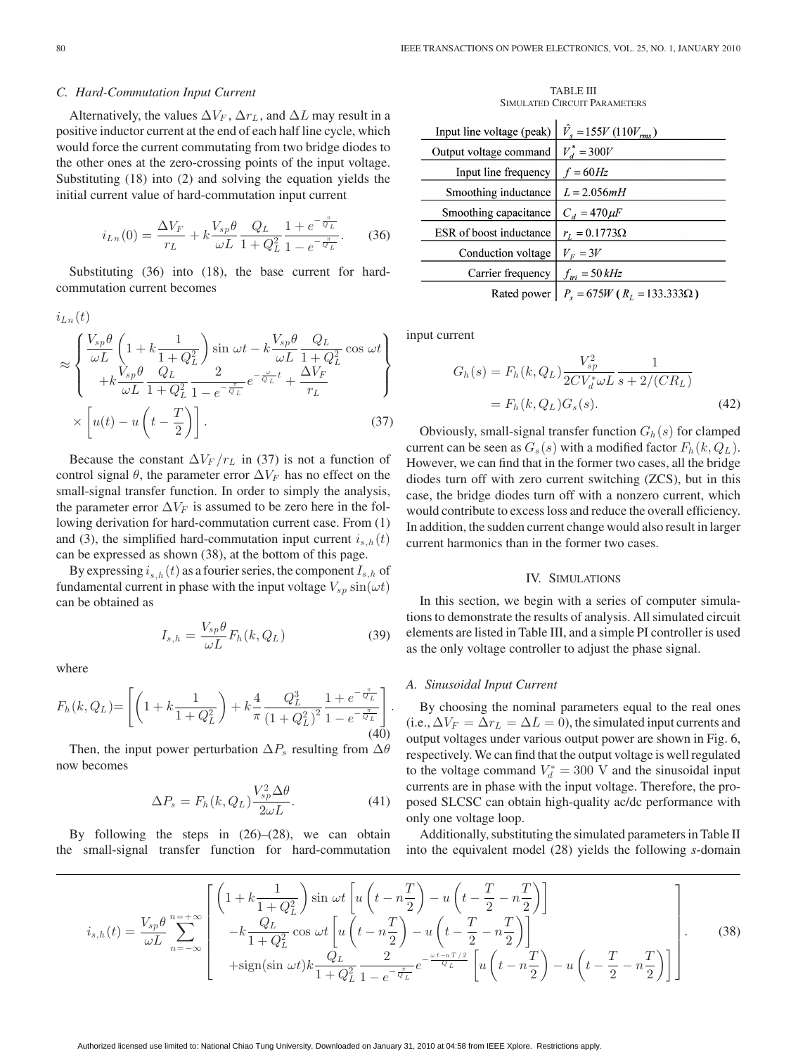### C. Hard-Commutation Input Current

Alternatively, the values $\Delta V_F$, $\Delta r_L$, and $\Delta L$ may result in a positive inductor current at the end of each half line cycle, which would force the current commutating from two bridge diodes to the other ones at the zero-crossing points of the input voltage. Substituting (18) into (2) and solving the equation yields the initial current value of hard-commutation input current

$$i_{Ln}(0) = \frac{\Delta V_F}{r_L} + k\frac{V_{sp}\theta}{\omega L}\frac{Q_L}{1+Q_L^2}\frac{1+e^{-\frac{\pi}{Q_L}}}{1-e^{-\frac{\pi}{Q_L}}}. \quad (36)$$

Substituting (36) into (18), the base current for hard-commutation current becomes

$$i_{Ln}(t) \approx \left\{ \begin{array}{l} \frac{V_{sp}\theta}{\omega L}\left(1+k\frac{1}{1+Q_L^2}\right)\sin\omega t - k\frac{V_{sp}\theta}{\omega L}\frac{Q_L}{1+Q_L^2}\cos\omega t \\ +k\frac{V_{sp}\theta}{\omega L}\frac{Q_L}{1+Q_L^2}\frac{2}{1-e^{-\frac{\pi}{Q_L}}}e^{-\frac{\omega}{Q_L}t} + \frac{\Delta V_F}{r_L} \end{array} \right\} \times \left[u(t) - u\left(t-\frac{T}{2}\right)\right]. \quad (37)$$

Because the constant $\Delta V_F/r_L$ in (37) is not a function of control signal $\theta$, the parameter error $\Delta V_F$ has no effect on the small-signal transfer function. In order to simply the analysis, the parameter error $\Delta V_F$ is assumed to be zero here in the following derivation for hard-commutation current case. From (1) and (3), the simplified hard-commutation input current $i_{s,h}(t)$ can be expressed as shown (38), at the bottom of this page.

By expressing $i_{s,h}(t)$ as a fourier series, the component $I_{s,h}$ of fundamental current in phase with the input voltage $V_{sp}\sin(\omega t)$ can be obtained as

$$I_{s,h} = \frac{V_{sp}\theta}{\omega L}F_h(k, Q_L) \quad (39)$$

where

$$F_h(k, Q_L) = \left[\left(1+k\frac{1}{1+Q_L^2}\right) + k\frac{4}{\pi}\frac{Q_L^3}{(1+Q_L^2)^2}\frac{1+e^{-\frac{\pi}{Q_L}}}{1-e^{-\frac{\pi}{Q_L}}}\right]. \quad (40)$$

Then, the input power perturbation $\Delta P_s$ resulting from $\Delta\theta$ now becomes

$$\Delta P_s = F_h(k, Q_L)\frac{V_{sp}^2\Delta\theta}{2\omega L}. \quad (41)$$

By following the steps in (26)–(28), we can obtain the small-signal transfer function for hard-commutation input current

$$G_h(s) = F_h(k, Q_L)\frac{V_{sp}^2}{2CV_d^*\omega L}\frac{1}{s+2/(CR_L)} = F_h(k, Q_L)G_s(s). \quad (42)$$

Obviously, small-signal transfer function $G_h(s)$ for clamped current can be seen as $G_s(s)$ with a modified factor $F_h(k, Q_L)$. However, we can find that in the former two cases, all the bridge diodes turn off with zero current switching (ZCS), but in this case, the bridge diodes turn off with a nonzero current, which would contribute to excess loss and reduce the overall efficiency. In addition, the sudden current change would also result in larger current harmonics than in the former two cases.

TABLE III
SIMULATED CIRCUIT PARAMETERS

| Parameter | Value |
|---|---|
| Input line voltage (peak) | $\hat{V}_s = 155V$ ($110V_{rms}$) |
| Output voltage command | $V_d^* = 300V$ |
| Input line frequency | $f = 60Hz$ |
| Smoothing inductance | $L = 2.056mH$ |
| Smoothing capacitance | $C_d = 470\mu F$ |
| ESR of boost inductance | $r_L = 0.1773\Omega$ |
| Conduction voltage | $V_F = 3V$ |
| Carrier frequency | $f_{tri} = 50\,kHz$ |
| Rated power | $P_s = 675W$ ($R_L = 133.333\Omega$) |

## IV. Simulations

In this section, we begin with a series of computer simulations to demonstrate the results of analysis. All simulated circuit elements are listed in Table III, and a simple PI controller is used as the only voltage controller to adjust the phase signal.

### A. Sinusoidal Input Current

By choosing the nominal parameters equal to the real ones (i.e., $\Delta V_F = \Delta r_L = \Delta L = 0$), the simulated input currents and output voltages under various output power are shown in Fig. 6, respectively. We can find that the output voltage is well regulated to the voltage command $V_d^* = 300$ V and the sinusoidal input currents are in phase with the input voltage. Therefore, the proposed SLCSC can obtain high-quality ac/dc performance with only one voltage loop.

Additionally, substituting the simulated parameters in Table II into the equivalent model (28) yields the following *s*-domain

$$i_{s,h}(t) = \frac{V_{sp}\theta}{\omega L}\sum_{n=-\infty}^{n=+\infty}\left[\begin{array}{l} \left(1+k\frac{1}{1+Q_L^2}\right)\sin\omega t\left[u\left(t-n\frac{T}{2}\right) - u\left(t-\frac{T}{2}-n\frac{T}{2}\right)\right] \\ -k\frac{Q_L}{1+Q_L^2}\cos\omega t\left[u\left(t-n\frac{T}{2}\right) - u\left(t-\frac{T}{2}-n\frac{T}{2}\right)\right] \\ +\mathrm{sign}(\sin\omega t)k\frac{Q_L}{1+Q_L^2}\frac{2}{1-e^{-\frac{\pi}{Q_L}}}e^{-\frac{\omega t - nT/2}{Q_L}}\left[u\left(t-n\frac{T}{2}\right) - u\left(t-\frac{T}{2}-n\frac{T}{2}\right)\right] \end{array}\right]. \quad (38)$$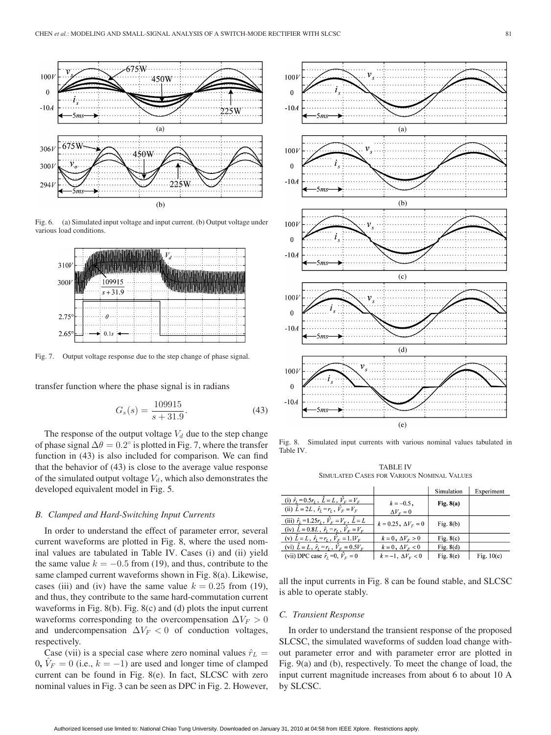Fig. 6. (a) Simulated input voltage and input current. (b) Output voltage under various load conditions.

Fig. 7. Output voltage response due to the step change of phase signal.

transfer function where the phase signal is in radians

$$G_s(s) = \frac{109915}{s + 31.9}. \tag{43}$$

The response of the output voltage $V_d$ due to the step change of phase signal $\Delta\theta = 0.2^\circ$ is plotted in Fig. 7, where the transfer function in (43) is also included for comparison. We can find that the behavior of (43) is close to the average value response of the simulated output voltage $V_d$, which also demonstrates the developed equivalent model in Fig. 5.

### B. Clamped and Hard-Switching Input Currents

In order to understand the effect of parameter error, several current waveforms are plotted in Fig. 8, where the used nominal values are tabulated in Table IV. Cases (i) and (ii) yield the same value $k = -0.5$ from (19), and thus, contribute to the same clamped current waveforms shown in Fig. 8(a). Likewise, cases (iii) and (iv) have the same value $k = 0.25$ from (19), and thus, they contribute to the same hard-commutation current waveforms in Fig. 8(b). Fig. 8(c) and (d) plots the input current waveforms corresponding to the overcompensation $\Delta V_F > 0$ and undercompensation $\Delta V_F < 0$ of conduction voltages, respectively.

Case (vii) is a special case where zero nominal values $\hat{r}_L = 0$, $\hat{V}_F = 0$ (i.e., $k = -1$) are used and longer time of clamped current can be found in Fig. 8(e). In fact, SLCSC with zero nominal values in Fig. 3 can be seen as DPC in Fig. 2. However, all the input currents in Fig. 8 can be found stable, and SLCSC is able to operate stably.

Fig. 8. Simulated input currents with various nominal values tabulated in Table IV.

TABLE IV
SIMULATED CASES FOR VARIOUS NOMINAL VALUES

| | | Simulation | Experiment |
|---|---|---|---|
| (i) $\hat{r}_L = 0.5r_L$, $\hat{L} = L$, $\hat{V}_F = V_F$ | $k = -0.5$, $\Delta V_F = 0$ | **Fig. 8(a)** | |
| (ii) $\hat{L} = 2L$, $\hat{r}_L = r_L$, $\hat{V}_F = V_F$ | | | |
| (iii) $\hat{r}_L = 1.25r_L$, $\hat{V}_F = V_F$, $\hat{L} = L$ | $k = 0.25$, $\Delta V_F = 0$ | Fig. 8(b) | |
| (iv) $\hat{L} = 0.8L$, $\hat{r}_L = r_L$, $\hat{V}_F = V_F$ | | | |
| (v) $\hat{L} = L$, $\hat{r}_L = r_L$, $\hat{V}_F = 1.1V_F$ | $k = 0$, $\Delta V_F > 0$ | Fig. 8(c) | |
| (vi) $\hat{L} = L$, $\hat{r}_L = r_L$, $\hat{V}_F = 0.5V_F$ | $k = 0$, $\Delta V_F < 0$ | Fig. 8(d) | |
| (vii) DPC case $\hat{r}_L = 0$, $\hat{V}_F = 0$ | $k = -1$, $\Delta V_F < 0$ | Fig. 8(e) | Fig. 10(c) |

### C. Transient Response

In order to understand the transient response of the proposed SLCSC, the simulated waveforms of sudden load change without parameter error and with parameter error are plotted in Fig. 9(a) and (b), respectively. To meet the change of load, the input current magnitude increases from about 6 to about 10 A by SLCSC.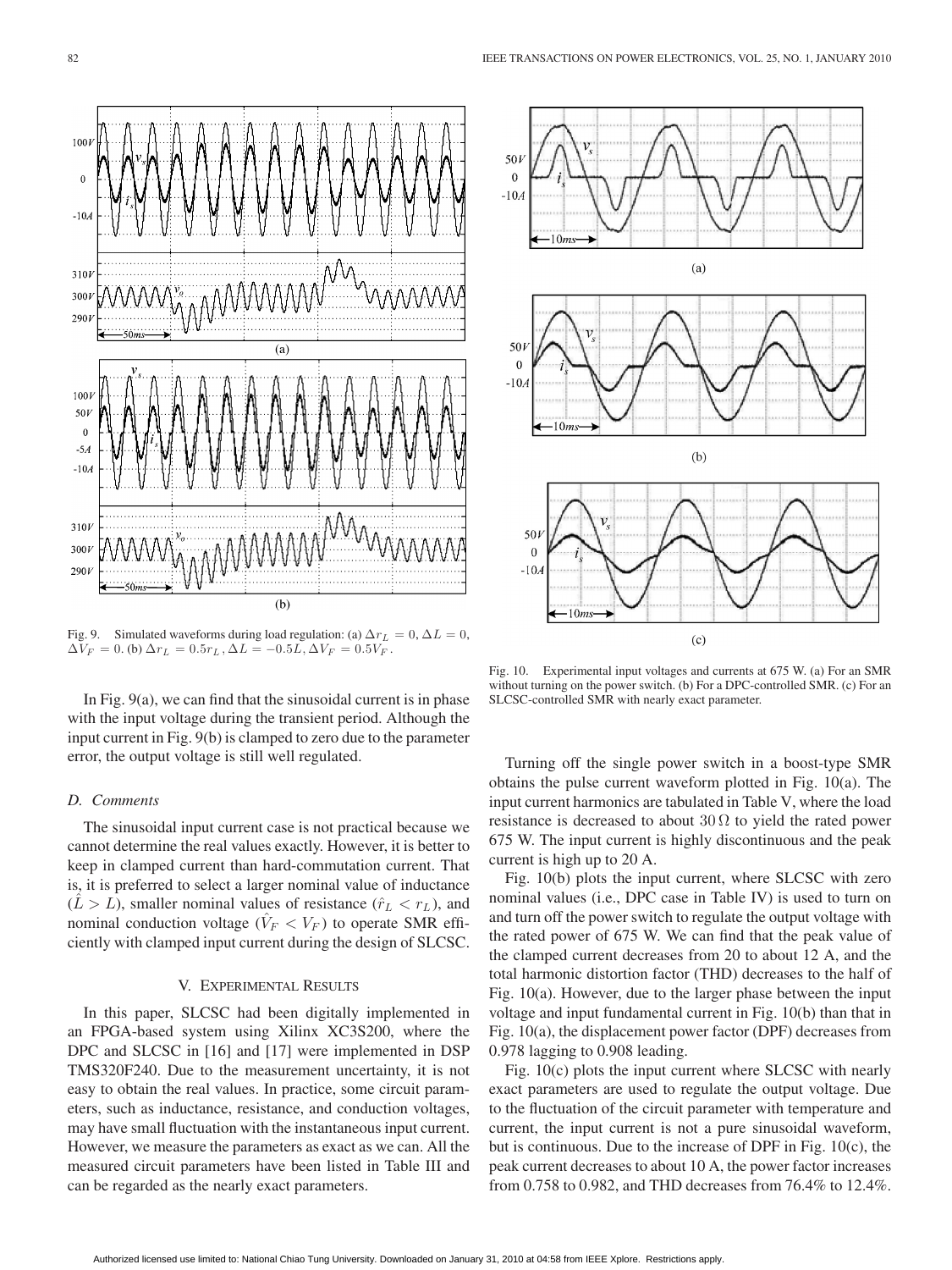Fig. 9. Simulated waveforms during load regulation: (a) $\Delta r_L = 0, \Delta L = 0, \Delta V_F = 0$. (b) $\Delta r_L = 0.5r_L, \Delta L = -0.5L, \Delta V_F = 0.5V_F$.

In Fig. 9(a), we can find that the sinusoidal current is in phase with the input voltage during the transient period. Although the input current in Fig. 9(b) is clamped to zero due to the parameter error, the output voltage is still well regulated.

### D. Comments

The sinusoidal input current case is not practical because we cannot determine the real values exactly. However, it is better to keep in clamped current than hard-commutation current. That is, it is preferred to select a larger nominal value of inductance ($\hat{L} > L$), smaller nominal values of resistance ($\hat{r}_L < r_L$), and nominal conduction voltage ($\hat{V}_F < V_F$) to operate SMR efficiently with clamped input current during the design of SLCSC.

## V. Experimental Results

In this paper, SLCSC had been digitally implemented in an FPGA-based system using Xilinx XC3S200, where the DPC and SLCSC in [16] and [17] were implemented in DSP TMS320F240. Due to the measurement uncertainty, it is not easy to obtain the real values. In practice, some circuit parameters, such as inductance, resistance, and conduction voltages, may have small fluctuation with the instantaneous input current. However, we measure the parameters as exact as we can. All the measured circuit parameters have been listed in Table III and can be regarded as the nearly exact parameters.

Fig. 10. Experimental input voltages and currents at 675 W. (a) For an SMR without turning on the power switch. (b) For a DPC-controlled SMR. (c) For an SLCSC-controlled SMR with nearly exact parameter.

Turning off the single power switch in a boost-type SMR obtains the pulse current waveform plotted in Fig. 10(a). The input current harmonics are tabulated in Table V, where the load resistance is decreased to about 30 Ω to yield the rated power 675 W. The input current is highly discontinuous and the peak current is high up to 20 A.

Fig. 10(b) plots the input current, where SLCSC with zero nominal values (i.e., DPC case in Table IV) is used to turn on and turn off the power switch to regulate the output voltage with the rated power of 675 W. We can find that the peak value of the clamped current decreases from 20 to about 12 A, and the total harmonic distortion factor (THD) decreases to the half of Fig. 10(a). However, due to the larger phase between the input voltage and input fundamental current in Fig. 10(b) than that in Fig. 10(a), the displacement power factor (DPF) decreases from 0.978 lagging to 0.908 leading.

Fig. 10(c) plots the input current where SLCSC with nearly exact parameters are used to regulate the output voltage. Due to the fluctuation of the circuit parameter with temperature and current, the input current is not a pure sinusoidal waveform, but is continuous. Due to the increase of DPF in Fig. 10(c), the peak current decreases to about 10 A, the power factor increases from 0.758 to 0.982, and THD decreases from 76.4% to 12.4%.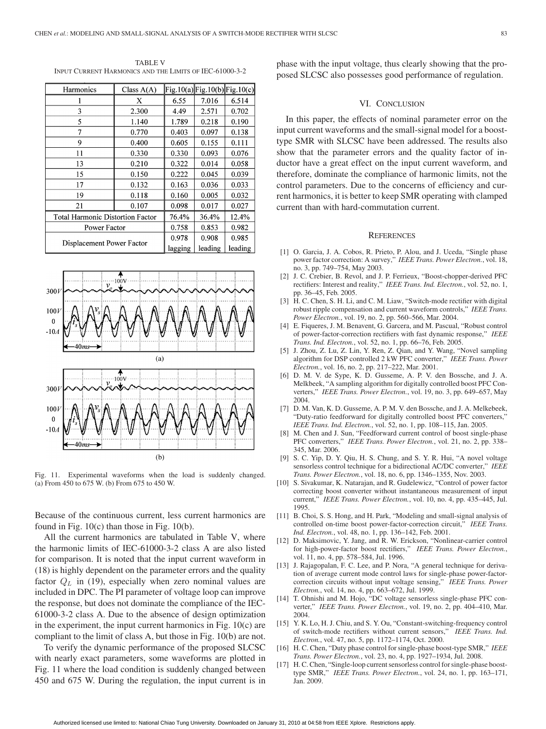TABLE V
INPUT CURRENT HARMONICS AND THE LIMITS OF IEC-61000-3-2

| Harmonics | Class A(A) | Fig.10(a) | Fig.10(b) | Fig.10(c) |
|---|---|---|---|---|
| 1 | X | 6.55 | 7.016 | 6.514 |
| 3 | 2.300 | 4.49 | 2.571 | 0.702 |
| 5 | 1.140 | 1.789 | 0.218 | 0.190 |
| 7 | 0.770 | 0.403 | 0.097 | 0.138 |
| 9 | 0.400 | 0.605 | 0.155 | 0.111 |
| 11 | 0.330 | 0.330 | 0.093 | 0.076 |
| 13 | 0.210 | 0.322 | 0.014 | 0.058 |
| 15 | 0.150 | 0.222 | 0.045 | 0.039 |
| 17 | 0.132 | 0.163 | 0.036 | 0.033 |
| 19 | 0.118 | 0.160 | 0.005 | 0.032 |
| 21 | 0.107 | 0.098 | 0.017 | 0.027 |
| Total Harmonic Distortion Factor | | 76.4% | 36.4% | 12.4% |
| Power Factor | | 0.758 | 0.853 | 0.982 |
| Displacement Power Factor | | 0.978 lagging | 0.908 leading | 0.985 leading |

Fig. 11. Experimental waveforms when the load is suddenly changed. (a) From 450 to 675 W. (b) From 675 to 450 W.

Because of the continuous current, less current harmonics are found in Fig. 10(c) than those in Fig. 10(b).

All the current harmonics are tabulated in Table V, where the harmonic limits of IEC-61000-3-2 class A are also listed for comparison. It is noted that the input current waveform in (18) is highly dependent on the parameter errors and the quality factor $Q_L$ in (19), especially when zero nominal values are included in DPC. The PI parameter of voltage loop can improve the response, but does not dominate the compliance of the IEC-61000-3-2 class A. Due to the absence of design optimization in the experiment, the input current harmonics in Fig. 10(c) are compliant to the limit of class A, but those in Fig. 10(b) are not.

To verify the dynamic performance of the proposed SLCSC with nearly exact parameters, some waveforms are plotted in Fig. 11 where the load condition is suddenly changed between 450 and 675 W. During the regulation, the input current is in phase with the input voltage, thus clearly showing that the proposed SLCSC also possesses good performance of regulation.

## VI. CONCLUSION

In this paper, the effects of nominal parameter error on the input current waveforms and the small-signal model for a boost-type SMR with SLCSC have been addressed. The results also show that the parameter errors and the quality factor of inductor have a great effect on the input current waveform, and therefore, dominate the compliance of harmonic limits, not the control parameters. Due to the concerns of efficiency and current harmonics, it is better to keep SMR operating with clamped current than with hard-commutation current.

## REFERENCES

[1] O. Garcia, J. A. Cobos, R. Prieto, P. Alou, and J. Uceda, "Single phase power factor correction: A survey," *IEEE Trans. Power Electron.*, vol. 18, no. 3, pp. 749–754, May 2003.

[2] J. C. Crebier, B. Revol, and J. P. Ferrieux, "Boost-chopper-derived PFC rectifiers: Interest and reality," *IEEE Trans. Ind. Electron.*, vol. 52, no. 1, pp. 36–45, Feb. 2005.

[3] H. C. Chen, S. H. Li, and C. M. Liaw, "Switch-mode rectifier with digital robust ripple compensation and current waveform controls," *IEEE Trans. Power Electron.*, vol. 19, no. 2, pp. 560–566, Mar. 2004.

[4] E. Figueres, J. M. Benavent, G. Garcera, and M. Pascual, "Robust control of power-factor-correction rectifiers with fast dynamic response," *IEEE Trans. Ind. Electron.*, vol. 52, no. 1, pp. 66–76, Feb. 2005.

[5] J. Zhou, Z. Lu, Z. Lin, Y. Ren, Z. Qian, and Y. Wang, "Novel sampling algorithm for DSP controlled 2 kW PFC converter," *IEEE Trans. Power Electron.*, vol. 16, no. 2, pp. 217–222, Mar. 2001.

[6] D. M. V. de Sype, K. D. Gusseme, A. P. V. den Bossche, and J. A. Melkbeek, "A sampling algorithm for digitally controlled boost PFC Converters," *IEEE Trans. Power Electron.*, vol. 19, no. 3, pp. 649–657, May 2004.

[7] D. M. Van, K. D. Gusseme, A. P. M. V. den Bossche, and J. A. Melkebeek, "Duty-ratio feedforward for digitally controlled boost PFC converters," *IEEE Trans. Ind. Electron.*, vol. 52, no. 1, pp. 108–115, Jan. 2005.

[8] M. Chen and J. Sun, "Feedforward current control of boost single-phase PFC converters," *IEEE Trans. Power Electron.*, vol. 21, no. 2, pp. 338–345, Mar. 2006.

[9] S. C. Yip, D. Y. Qiu, H. S. Chung, and S. Y. R. Hui, "A novel voltage sensorless control technique for a bidirectional AC/DC converter," *IEEE Trans. Power Electron.*, vol. 18, no. 6, pp. 1346–1355, Nov. 2003.

[10] S. Sivakumar, K. Natarajan, and R. Gudelewicz, "Control of power factor correcting boost converter without instantaneous measurement of input current," *IEEE Trans. Power Electron.*, vol. 10, no. 4, pp. 435–445, Jul. 1995.

[11] B. Choi, S. S. Hong, and H. Park, "Modeling and small-signal analysis of controlled on-time boost power-factor-correction circuit," *IEEE Trans. Ind. Electron.*, vol. 48, no. 1, pp. 136–142, Feb. 2001.

[12] D. Maksimovic, Y. Jang, and R. W. Erickson, "Nonlinear-carrier control for high-power-factor boost rectifiers," *IEEE Trans. Power Electron.*, vol. 11, no. 4, pp. 578–584, Jul. 1996.

[13] J. Rajagopalan, F. C. Lee, and P. Nora, "A general technique for derivation of average current mode control laws for single-phase power-factor-correction circuits without input voltage sensing," *IEEE Trans. Power Electron.*, vol. 14, no. 4, pp. 663–672, Jul. 1999.

[14] T. Ohnishi and M. Hojo, "DC voltage sensorless single-phase PFC converter," *IEEE Trans. Power Electron.*, vol. 19, no. 2, pp. 404–410, Mar. 2004.

[15] Y. K. Lo, H. J. Chiu, and S. Y. Ou, "Constant-switching-frequency control of switch-mode rectifiers without current sensors," *IEEE Trans. Ind. Electron.*, vol. 47, no. 5, pp. 1172–1174, Oct. 2000.

[16] H. C. Chen, "Duty phase control for single-phase boost-type SMR," *IEEE Trans. Power Electron.*, vol. 23, no. 4, pp. 1927–1934, Jul. 2008.

[17] H. C. Chen, "Single-loop current sensorless control for single-phase boost-type SMR," *IEEE Trans. Power Electron.*, vol. 24, no. 1, pp. 163–171, Jan. 2009.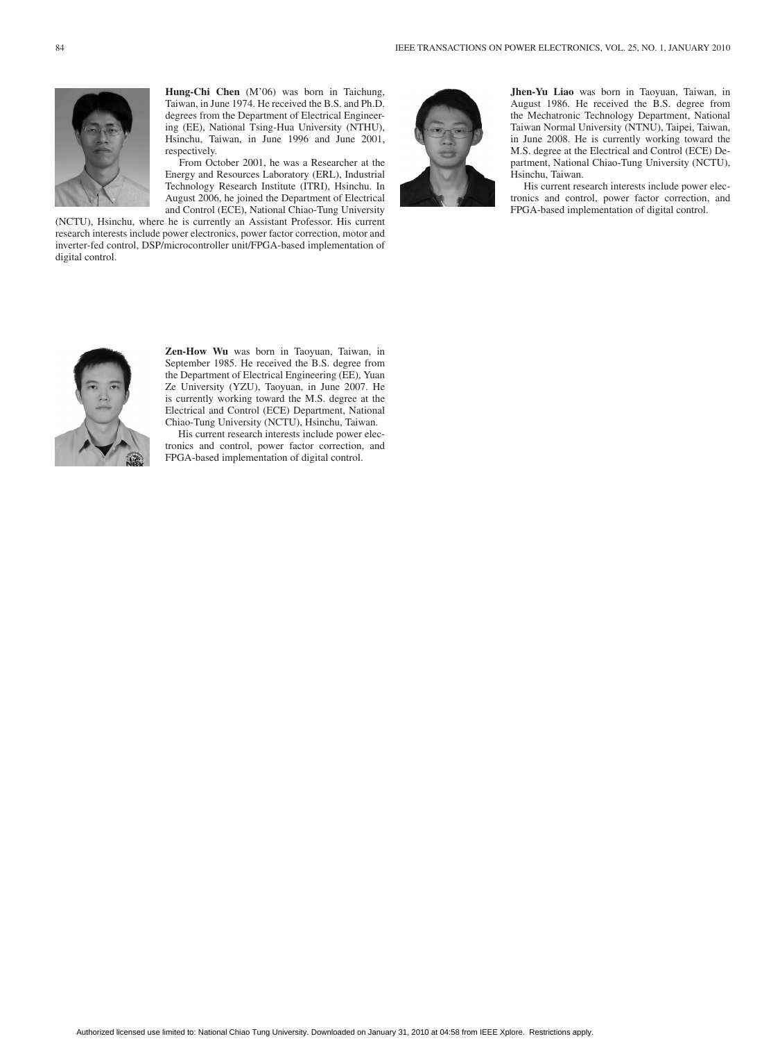**Hung-Chi Chen** (M'06) was born in Taichung, Taiwan, in June 1974. He received the B.S. and Ph.D. degrees from the Department of Electrical Engineering (EE), National Tsing-Hua University (NTHU), Hsinchu, Taiwan, in June 1996 and June 2001, respectively.

From October 2001, he was a Researcher at the Energy and Resources Laboratory (ERL), Industrial Technology Research Institute (ITRI), Hsinchu. In August 2006, he joined the Department of Electrical and Control (ECE), National Chiao-Tung University (NCTU), Hsinchu, where he is currently an Assistant Professor. His current research interests include power electronics, power factor correction, motor and inverter-fed control, DSP/microcontroller unit/FPGA-based implementation of digital control.

**Zen-How Wu** was born in Taoyuan, Taiwan, in September 1985. He received the B.S. degree from the Department of Electrical Engineering (EE), Yuan Ze University (YZU), Taoyuan, in June 2007. He is currently working toward the M.S. degree at the Electrical and Control (ECE) Department, National Chiao-Tung University (NCTU), Hsinchu, Taiwan.

His current research interests include power electronics and control, power factor correction, and FPGA-based implementation of digital control.

**Jhen-Yu Liao** was born in Taoyuan, Taiwan, in August 1986. He received the B.S. degree from the Mechatronic Technology Department, National Taiwan Normal University (NTNU), Taipei, Taiwan, in June 2008. He is currently working toward the M.S. degree at the Electrical and Control (ECE) Department, National Chiao-Tung University (NCTU), Hsinchu, Taiwan.

His current research interests include power electronics and control, power factor correction, and FPGA-based implementation of digital control.